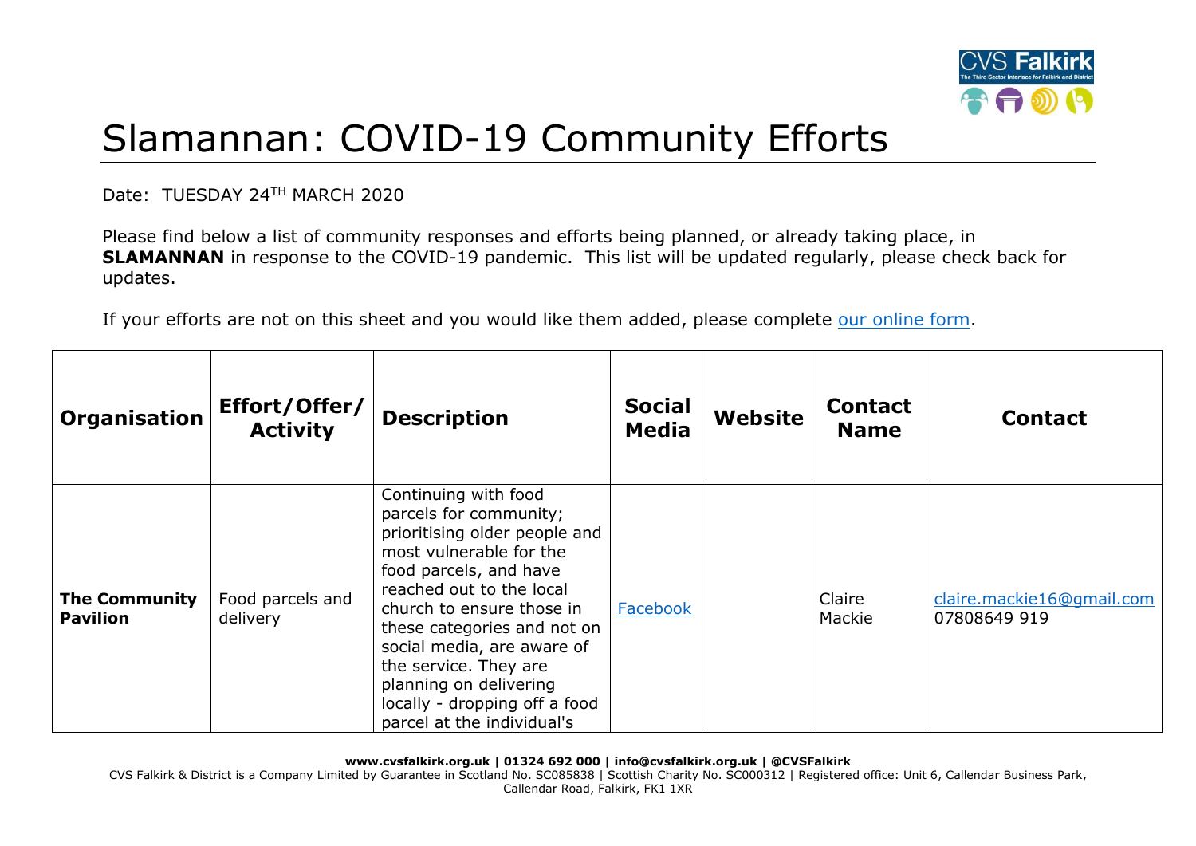# Slamannan: COVID-19 Community Efforts

Date: TUESDAY 24TH MARCH 2020

Please find below a list of community responses and efforts being planned, or already taking place, in **SLAMANNAN** in response to the COVID-19 pandemic. This list will be updated regularly, please check back for updates.

If your efforts are not on this sheet and you would like them added, please complete our online form.

| Organisation | Effort/Offer/ Activity | Description | Social Media | Website | Contact Name | Contact |
|---|---|---|---|---|---|---|
| **The Community Pavilion** | Food parcels and delivery | Continuing with food parcels for community; prioritising older people and most vulnerable for the food parcels, and have reached out to the local church to ensure those in these categories and not on social media, are aware of the service. They are planning on delivering locally - dropping off a food parcel at the individual's | Facebook | | Claire Mackie | claire.mackie16@gmail.com 07808649 919 |

**www.cvsfalkirk.org.uk | 01324 692 000 | info@cvsfalkirk.org.uk | @CVSFalkirk**
CVS Falkirk & District is a Company Limited by Guarantee in Scotland No. SC085838 | Scottish Charity No. SC000312 | Registered office: Unit 6, Callendar Business Park, Callendar Road, Falkirk, FK1 1XR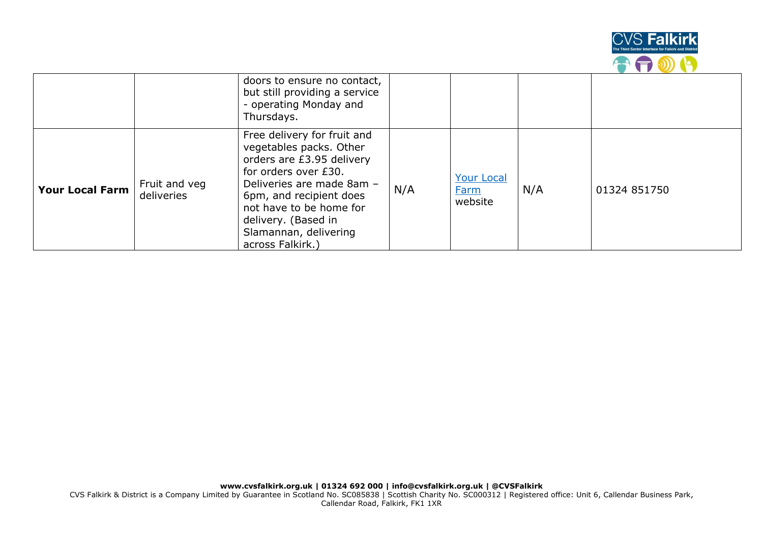| | | | | | | |
|---|---|---|---|---|---|---|
| | | doors to ensure no contact, but still providing a service - operating Monday and Thursdays. | | | | |
| **Your Local Farm** | Fruit and veg deliveries | Free delivery for fruit and vegetables packs. Other orders are £3.95 delivery for orders over £30. Deliveries are made 8am – 6pm, and recipient does not have to be home for delivery. (Based in Slamannan, delivering across Falkirk.) | N/A | Your Local Farm website | N/A | 01324 851750 |

**www.cvsfalkirk.org.uk | 01324 692 000 | info@cvsfalkirk.org.uk | @CVSFalkirk**

CVS Falkirk & District is a Company Limited by Guarantee in Scotland No. SC085838 | Scottish Charity No. SC000312 | Registered office: Unit 6, Callendar Business Park, Callendar Road, Falkirk, FK1 1XR